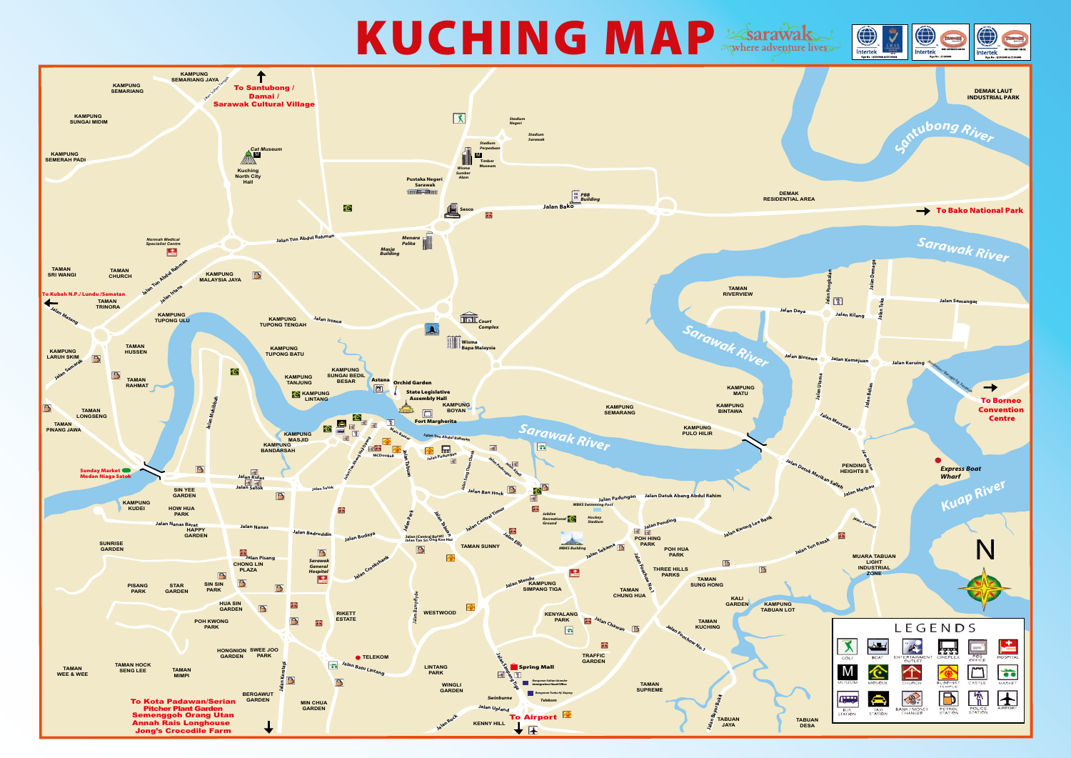# KUCHING MAP

sarawak — where adventure lives

↑ To Santubong / Damai / Sarawak Cultural Village

→ To Bako National Park

← To Kubah N.P./ Lundu /Samatan

→ To Borneo Convention Centre

To Kota Padawan/Serian
Pitcher Plant Garden
Semenggoh Orang Utan
Annah Rais Longhouse
Jong's Crocodile Farm

To Airport

Santubong River

Sarawak River

Kuap River

Express Boat Wharf

Sunday Market
Medan Niaga Satok

KAMPUNG SEMARIANG JAYA, KAMPUNG SEMARIANG, KAMPUNG SUNGAI MIDIM, KAMPUNG SEMERAH PADI, Cat Museum, Kuching North City Hall, Stadium Negeri, Stadium Sarawak, Stadium Perpaduan, Wisma Sumber Alam, Timber Museum, Pustaka Negeri Sarawak, Sesco, PBB Building, Jalan Bako, DEMAK RESIDENTIAL AREA, DEMAK LAUT INDUSTRIAL PARK, Normah Medical Specialist Centre, Jalan Tun Abdul Rahman, Menara Pelita, Masja Building, TAMAN SRI WANGI, TAMAN CHURCH, KAMPUNG MALAYSIA JAYA, TAMAN TRINORA, Jalan Istana, Jalan Matang, KAMPUNG TUPONG ULU, KAMPUNG TUPONG TENGAH, Court Complex, Wisma Bapa Malaysia, TAMAN RIVERVIEW, Jalan Daya, Jalan Kilang, Jalan Semangat, Jalan Bintawa, Jalan Kemajuan, Jalan Keruing, KAMPUNG LARUH SKIM, TAMAN HUSSEN, KAMPUNG TUPONG BATU, TAMAN RAHMAT, KAMPUNG TANJUNG, KAMPUNG SUNGAI BEDIL BESAR, Astana, Orchid Garden, State Legislative Assembly Hall, KAMPUNG LINTANG, KAMPUNG BOYAN, Fort Margherita, KAMPUNG SEMARANG, KAMPUNG MATU, KAMPUNG BINTAWA, KAMPUNG PULO HILIR, TAMAN LONGSENG, TAMAN PINANG JAWA, KAMPUNG MASJID, KAMPUNG BANDARSAH, Main Bazaar, Jalan Tun Abdul Rahman, McDougall, Jalan Padungan, Jalan Mersawa, PENDING HEIGHTS II, Jalan Datuk Merikan Salleh, Jalan Merbau, Jalan Kulas, Jalan Satok, SIN YEE GARDEN, KAMPUNG KUDEI, HOW HUA PARK, Jalan Nanas Barat, HAPPY GARDEN, Jalan Nanas, Jalan Badruddin, Jalan Budaya, Jalan Ban Hock, Jalan Central Timur, MBKS Swimming Pool, Jubilee Recreational Ground, Hockey Stadium, Jalan Datuk Abang Abdul Rahim, Jalan Kwong Lee Bank, Jalan Pending, POH HING PARK, POH HUA PARK, Jalan Tun Razak, MUARA TABUAN LIGHT INDUSTRIAL ZONE, SUNRISE GARDEN, Jalan Pisang, CHONG LIN PLAZA, Sarawak General Hospital, Jalan Crookshank, Jalan (Central Barat) Jalan Tan Sri Ong Kee Hui, TAMAN SUNNY, Jalan Ellis, MBKS Building, Jalan Sekama, THREE HILLS PARKS, TAMAN SUNG HONG, PISANG PARK, STAR GARDEN, SIN SIN PARK, HUA SIN GARDEN, POH KWONG PARK, RIKETT ESTATE, WESTWOOD, Jalan Mendu, KAMPUNG SIMPANG TIGA, TAMAN CHUNG HUA, KALI GARDEN, KAMPUNG TABUAN LOT, KENYALANG PARK, Jalan Chawan, TAMAN KUCHING, Jalan Foochow No.1, HONGNION GARDEN, SWEE JOO PARK, TELEKOM, Jalan Batu Lintang, Spring Mall, TRAFFIC GARDEN, TAMAN WEE & WEE, TAMAN HOCK SENG LEE, TAMAN MIMPI, LINTANG PARK, WINGLI GARDEN, Bangunan Sultan Iskandar Immigration Head Office, Bangunan Tunku Hj Bujang, Telekom, TAMAN SUPREME, BERGAWUT GARDEN, MIN CHUA GARDEN, Swinburne, Jalan Upland, Jalan Rock, KENNY HILL, TABUAN JAYA, TABUAN DESA, Jalan Bayor Bukit

N

## LEGENDS

| GOLF | BOAT | ENTERTAINMENT OUTLET | CINEPLEX | POS OFFICE | HOSPITAL |
|---|---|---|---|---|---|
| MUSEUM | MOSQUE | CHURCH | BUDDHIST TEMPLE | CASTLE | MARKET |
| BUS STATION | TAXI STATION | BANK / MONEY CHANGER | PETROL STATION | POLICE STATION | AIRPORT |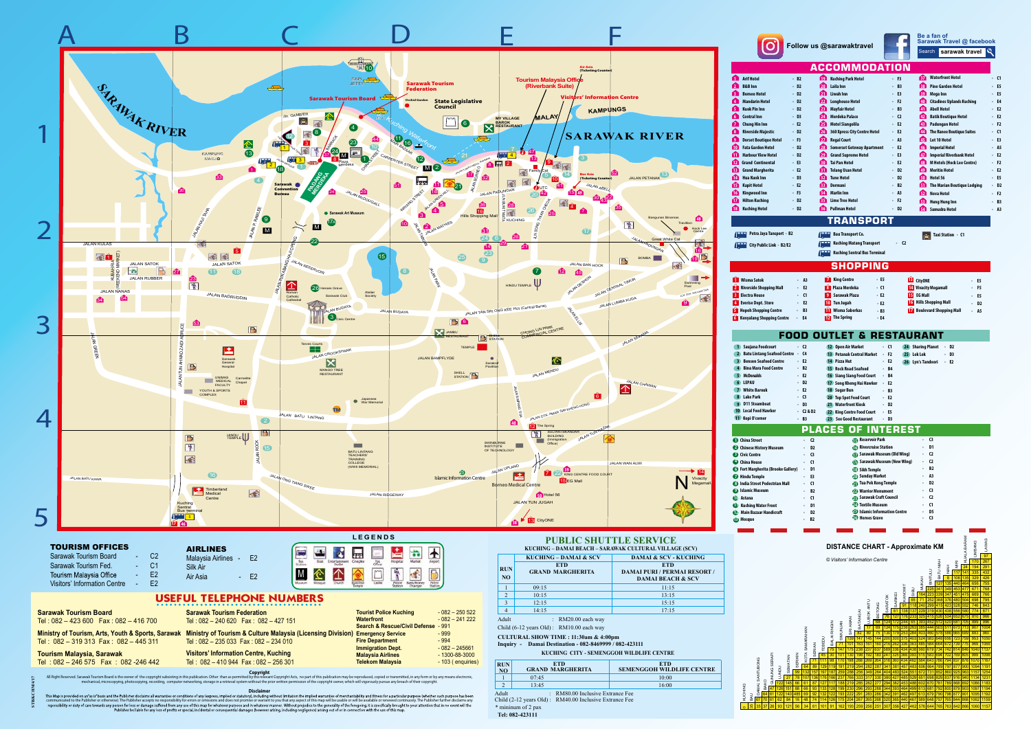Follow us @sarawaktravel

Be a fan of Sarawak Travel @ facebook

## ACCOMMODATION

| | | | | | | | |
|---|---|---|---|---|---|---|---|
| 1 | Ariff Hotel | B2 | 19 | Kuching Park Hotel | F3 | 37 | Waterfront Hotel | C1 |
| 2 | B&B Inn | D2 | 20 | Laila Inn | B3 | 38 | Pine Garden Hotel | E5 |
| 3 | Borneo Hotel | D2 | 21 | Liwah Inn | E1 | 39 | Mega Inn | E5 |
| 4 | Mandarin Hotel | D2 | 22 | Longhouse Hotel | E2 | 40 | Citadines Uplands Kuching | E4 |
| 5 | Kuok Pin Inn | D2 | 23 | Mayfair Hotel | B3 | 41 | Abell Hotel | E2 |
| 6 | Central Inn | D3 | 24 | Merdeka Palace | C2 | 42 | Batik Boutique Hotel | E2 |
| 7 | Chung Hin Inn | E2 | 25 | Motel Siangalila | E2 | 43 | Padungan Hotel | F2 |
| 8 | Riverside Majestic | D2 | 26 | 360 Xpress City Centre Hotel | E2 | 44 | The Ranee Boutique Suites | C1 |
| 9 | Dorset Boutique Hotel | F3 | 27 | Regal Court | A3 | 45 | Lot 10 Hotel | E3 |
| 10 | Fata Garden Hotel | D2 | 28 | Somerset Gateway Apartment | E2 | 46 | Imperial Hotel | A5 |
| 11 | Harbour View Hotel | D2 | 29 | Grand Supreme Hotel | E3 | 47 | Imperial Riverbank Hotel | E2 |
| 12 | Grand Continental | E3 | 30 | Tai Pan Hotel | E2 | 48 | M Hotels (Hock Lee Centre) | F2 |
| 13 | Grand Margherita | E2 | 31 | Telang Usan Hotel | E2 | 49 | Meritin Hotel | E2 |
| 14 | Hua Kuok Inn | D3 | 32 | Tune Hotel | D2 | 50 | Hotel 56 | E5 |
| 15 | Kapit Hotel | E2 | 33 | Dormani | B2 | 51 | The Marian Boutique Lodging | D2 |
| 16 | Kingwood Inn | F3 | 34 | Marlin Inn | A3 | 52 | Nova Hotel | F2 |
| 17 | Hilton Kuching | D2 | 35 | Lime Tree Hotel | F2 | 53 | Hung Hung Inn | B3 |
| 18 | Kuching Hotel | D2 | 36 | Pullman Hotel | E2 | 54 | Samudra Hotel | A3 |

## TRANSPORT

- Petra Jaya Transport - B2
- City Public Link - B2/E2
- Bau Transport Co.
- Kuching Matang Transport - C2
- Kuching Sentral Bus Terminal
- Taxi Station - C1

## SHOPPING

| | | | | | | | |
|---|---|---|---|---|---|---|---|
| 1 | Wisma Satok | A3 | 7 | King Centre | E5 | 13 | CityONE | E5 |
| 2 | Riverside Shopping Mall | E2 | 8 | Plaza Merdeka | C1 | 14 | Vivacity Megamall | F5 |
| 3 | Electra House | C1 | 9 | Sarawak Plaza | E2 | 15 | EG Mall | E5 |
| 4 | Everise Dept. Store | E2 | 10 | Tun Jugah | E2 | 16 | Hills Shopping Mall | D2 |
| 5 | Hopoh Shopping Centre | B3 | 11 | Wisma Saberkas | B3 | 17 | Boulevard Shopping Mall | A5 |
| 6 | Kenyalang Shopping Centre | E4 | 12 | The Spring | E4 | | | |

## FOOD OUTLET & RESTAURANT

| | | | | | | | |
|---|---|---|---|---|---|---|---|
| 1 | Saujana Foodcourt | C2 | 12 | Open Air Market | C1 | 24 | Sharing Planet | D2 |
| 2 | Batu Lintang Seafood Centre | C4 | 13 | Petanak Central Market | F2 | 25 | Lok Lok | D3 |
| 3 | Benson Seafood Centre | E2 | 14 | Pizza Hut | E2 | 26 | Lyn's Tandoori | E2 |
| 4 | Bina Mara Food Centre | E2 | 15 | Rock Road Seafood | B4 | | | |
| 5 | McDonalds | E2 | 16 | Siang Siang Food Court | B4 | | | |
| 6 | LEPAU | D2 | 17 | Song Kheng Hai Hawker | E2 | | | |
| 7 | White Barouk | E2 | 18 | Sugar Bun | B3 | | | |
| 8 | Lake Park | C3 | 20 | Top Spot Food Court | E2 | | | |
| 9 | D11 Steamboat | D3 | 21 | Waterfront Kiosk | D2 | | | |
| 10 | Local Food Hawker | C2 & D2 | 22 | King Centre Food Court | E5 | | | |
| 11 | Kopi O'corner | B3 | 23 | Goo Good Restaurant | D3 | | | |

## PLACES OF INTEREST

| | | | | | |
|---|---|---|---|---|---|
| 1 | China Street | C2 | 15 | Reservoir Park | C3 |
| 2 | Chinese History Museum | D2 | 16 | Rivercruise Station | D1 |
| 3 | Civic Centre | C3 | 17 | Sarawak Museum (Old Wing) | C2 |
| 4 | China House | C1 | 18 | Sarawak Museum (New Wing) | C2 |
| 5 | Fort Margherita (Brooke Gallery) | D1 | 19 | Sikh Temple | B2 |
| 6 | Hindu Temple | E3 | 20 | Sunday Market | A3 |
| 7 | India Street Pedestrian Mall | C1 | 21 | Tua Pek Kong Temple | D2 |
| 8 | Islamic Museum | B2 | 22 | Warrior Monument | C3 |
| 9 | Astana | C1 | 23 | Sarawak Craft Council | C2 |
| 10 | Kuching Water Front | D1 | 24 | Textile Museum | C1 |
| 11 | Main Bazaar Handicraft | D1 | 25 | Islamic Information Centre | D5 |
| 12 | Mosque | B2 | 26 | Heroes Grave | C3 |

## TOURISM OFFICES

| | |
|---|---|
| Sarawak Tourism Board | C2 |
| Sarawak Tourism Fed. | C1 |
| Tourism Malaysia Office | E2 |
| Visitors' Information Centre | E2 |

## AIRLINES

| | |
|---|---|
| Malaysia Airlines | E2 |
| Silk Air | |
| Air Asia | E2 |

## LEGENDS

Bus Station, Boat, Entertainment Outlet, Cineplex, Tourist Office, Hospital, Market, Airport, Museum, Mosque, Church, Buddhist Temple, Lake, Police Station, Bank/Money Changer, Petrol Station

## USEFUL TELEPHONE NUMBERS

**Sarawak Tourism Board**
Tel : 082 – 423 600 Fax : 082 – 416 700

**Sarawak Tourism Federation**
Tel : 082 – 240 620 Fax : 082 – 427 151

**Ministry of Tourism, Arts, Youth & Sports, Sarawak**
Tel : 082 – 319 313 Fax : 082 – 445 311

**Ministry of Tourism & Culture Malaysia (Licensing Division)**
Tel : 082 – 235 033 Fax : 082 – 234 010

**Tourism Malaysia, Sarawak**
Tel : 082 – 246 575 Fax : 082 -246 442

**Visitors' Information Centre, Kuching**
Tel : 082 – 410 944 Fax : 082 – 256 301

| | |
|---|---|
| **Tourist Police Kuching** | - 082 – 250 522 |
| **Waterfront** | - 082 – 241 222 |
| **Search & Rescue/Civil Defense** | - 991 |
| **Emergency Service** | - 999 |
| **Fire Department** | - 994 |
| **Immigration Dept.** | - 082 – 245661 |
| **Malaysia Airlines** | - 1300-88-3000 |
| **Telekom Malaysia** | - 103 ( enquiries) |

## PUBLIC SHUTTLE SERVICE

KUCHING – DAMAI BEACH – SARAWAK CULTURAL VILLAGE (SCV)

| RUN NO | KUCHING – DAMAI & SCV<br>ETD<br>GRAND MARGHERITA | DAMAI & SCV - KUCHING<br>ETD<br>DAMAI PURI / PERMAI RESORT / DAMAI BEACH & SCV |
|---|---|---|
| 1 | 09:15 | 11:15 |
| 2 | 10:15 | 13:15 |
| 3 | 12:15 | 15:15 |
| 4 | 14:15 | 17:15 |

Adult : RM20.00 each way
Child (6-12 years Old) : RM10.00 each way

**CULTURAL SHOW TIME : 11:30am & 4:00pm**
**Inquiry - Damai Destination - 082-8469999 / 082-423111**

KUCHING CITY - SEMENGGOH WILDLIFE CENTRE

| RUN NO | ETD<br>GRAND MARGHERITA | ETD<br>SEMENGGOH WILDLIFE CENTRE |
|---|---|---|
| 1 | 07:45 | 10:00 |
| 2 | 13:45 | 16:00 |

Adult : RM80.00 Inclusive Extrance Fee
Child (2-12 years Old) : RM40.00 Inclusive Extrance Fee
* minimum of 2 pax
Tel: 082-423111

## DISTANCE CHART - Approximate KM

© Visitors' Information Centre

**Copyright**

All Right Reserved. Sarawak Tourism Board is the owner of the copyright subsisting in this publication. Other than as permitted by the relevant Copyright Acts, no part of this publication may be reproduced, copied or transmitted, in any form or by any means electronic, mechanical, microcopying, photocopying, recording, computer networking, storage in a retrieval system without the prior written permission of the copyright owner, which will vigorously pursue any breach of their copyright.

**Disclaimer**

This Map is provided on an"as is" basis and the Publisher disclaims all warranties or conditions of any kind (express, implied or statutory), including without limitation the implied warranties of merchantability and fitness for a particular purpose (whether such purpose has been communicated to the Publisher or otherwise). The Publisher accepts no responsibility for errors or omissions and does not promise or warrant to you that any page will be usable or will be absolutely accurate. The Publisher further disclaims any responsibility or duty of care towards any person for loss or damage suffered from any use of this map for whatever purpose and in whatever manner. Without prejudice to the generality of the foregoing, it is specifically brought to your attention that in no event will the Publisher be liable for any loss of profits or special, incidental or consequential damages (however arising, including negligence) arising out of or in connection with the use of this map.

STB&C/HME/17